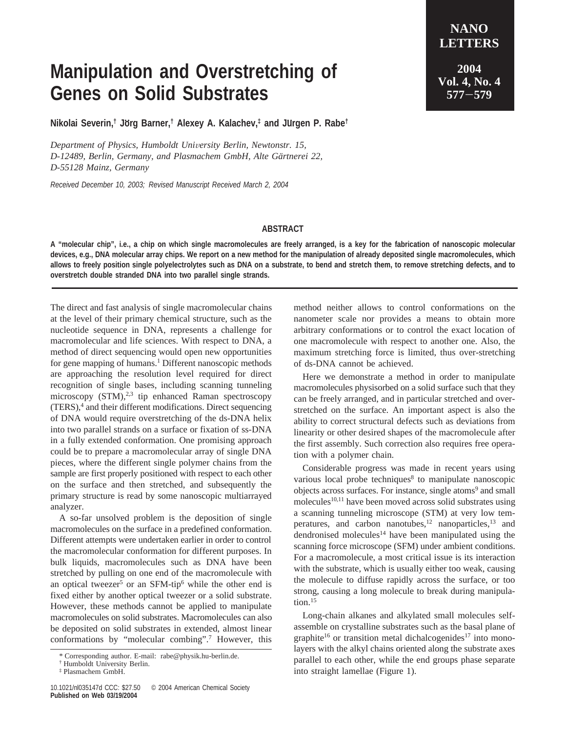# Manipulation and Overstretching of Genes on Solid Substrates

**Nikolai Severin,[†] Jörg Barner,[†] Alexey A. Kalachev,[‡] and Jürgen P. Rabe[†]**

*Department of Physics, Humboldt University Berlin, Newtonstr. 15, D-12489, Berlin, Germany, and Plasmachem GmbH, Alte Gärtnerei 22, D-55128 Mainz, Germany*

*Received December 10, 2003; Revised Manuscript Received March 2, 2004*

## ABSTRACT

**A "molecular chip", i.e., a chip on which single macromolecules are freely arranged, is a key for the fabrication of nanoscopic molecular devices, e.g., DNA molecular array chips. We report on a new method for the manipulation of already deposited single macromolecules, which allows to freely position single polyelectrolytes such as DNA on a substrate, to bend and stretch them, to remove stretching defects, and to overstretch double stranded DNA into two parallel single strands.**

The direct and fast analysis of single macromolecular chains at the level of their primary chemical structure, such as the nucleotide sequence in DNA, represents a challenge for macromolecular and life sciences. With respect to DNA, a method of direct sequencing would open new opportunities for gene mapping of humans.[1] Different nanoscopic methods are approaching the resolution level required for direct recognition of single bases, including scanning tunneling microscopy (STM),[2,3] tip enhanced Raman spectroscopy (TERS),[4] and their different modifications. Direct sequencing of DNA would require overstretching of the ds-DNA helix into two parallel strands on a surface or fixation of ss-DNA in a fully extended conformation. One promising approach could be to prepare a macromolecular array of single DNA pieces, where the different single polymer chains from the sample are first properly positioned with respect to each other on the surface and then stretched, and subsequently the primary structure is read by some nanoscopic multiarrayed analyzer.

A so-far unsolved problem is the deposition of single macromolecules on the surface in a predefined conformation. Different attempts were undertaken earlier in order to control the macromolecular conformation for different purposes. In bulk liquids, macromolecules such as DNA have been stretched by pulling on one end of the macromolecule with an optical tweezer[5] or an SFM-tip[6] while the other end is fixed either by another optical tweezer or a solid substrate. However, these methods cannot be applied to manipulate macromolecules on solid substrates. Macromolecules can also be deposited on solid substrates in extended, almost linear conformations by "molecular combing".[7] However, this method neither allows to control conformations on the nanometer scale nor provides a means to obtain more arbitrary conformations or to control the exact location of one macromolecule with respect to another one. Also, the maximum stretching force is limited, thus over-stretching of ds-DNA cannot be achieved.

Here we demonstrate a method in order to manipulate macromolecules physisorbed on a solid surface such that they can be freely arranged, and in particular stretched and over-stretched on the surface. An important aspect is also the ability to correct structural defects such as deviations from linearity or other desired shapes of the macromolecule after the first assembly. Such correction also requires free operation with a polymer chain.

Considerable progress was made in recent years using various local probe techniques[8] to manipulate nanoscopic objects across surfaces. For instance, single atoms[9] and small molecules[10,11] have been moved across solid substrates using a scanning tunneling microscope (STM) at very low temperatures, and carbon nanotubes,[12] nanoparticles,[13] and dendronised molecules[14] have been manipulated using the scanning force microscope (SFM) under ambient conditions. For a macromolecule, a most critical issue is its interaction with the substrate, which is usually either too weak, causing the molecule to diffuse rapidly across the surface, or too strong, causing a long molecule to break during manipulation.[15]

Long-chain alkanes and alkylated small molecules self-assemble on crystalline substrates such as the basal plane of graphite[16] or transition metal dichalcogenides[17] into monolayers with the alkyl chains oriented along the substrate axes parallel to each other, while the end groups phase separate into straight lamellae (Figure 1).

\* Corresponding author. E-mail: rabe@physik.hu-berlin.de.
[†] Humboldt University Berlin.
[‡] Plasmachem GmbH.

10.1021/nl035147d CCC: $27.50 © 2004 American Chemical Society
**Published on Web 03/19/2004**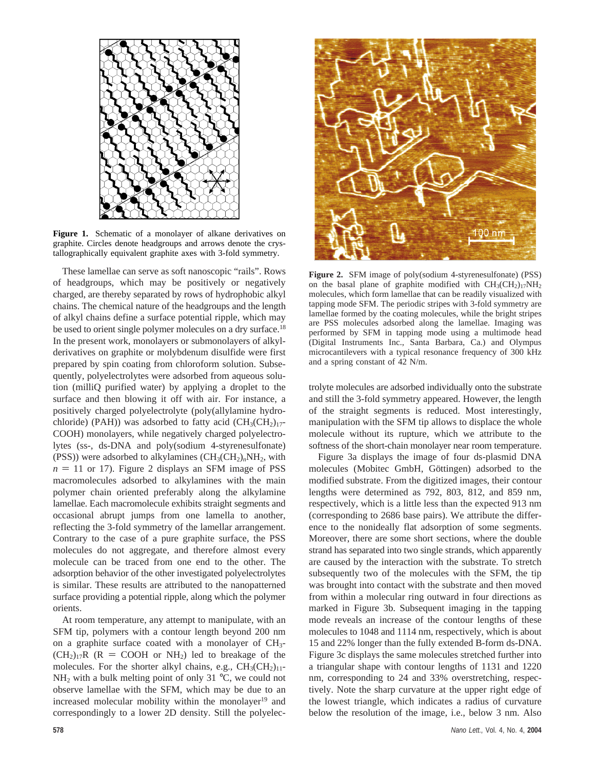**Figure 1.** Schematic of a monolayer of alkane derivatives on graphite. Circles denote headgroups and arrows denote the crystallographically equivalent graphite axes with 3-fold symmetry.

These lamellae can serve as soft nanoscopic "rails". Rows of headgroups, which may be positively or negatively charged, are thereby separated by rows of hydrophobic alkyl chains. The chemical nature of the headgroups and the length of alkyl chains define a surface potential ripple, which may be used to orient single polymer molecules on a dry surface.[18] In the present work, monolayers or submonolayers of alkyl-derivatives on graphite or molybdenum disulfide were first prepared by spin coating from chloroform solution. Subsequently, polyelectrolytes were adsorbed from aqueous solution (milliQ purified water) by applying a droplet to the surface and then blowing it off with air. For instance, a positively charged polyelectrolyte (poly(allylamine hydrochloride) (PAH)) was adsorbed to fatty acid ($CH_3(CH_2)_{17}$-COOH) monolayers, while negatively charged polyelectrolytes (ss-, ds-DNA and poly(sodium 4-styrenesulfonate) (PSS)) were adsorbed to alkylamines ($CH_3(CH_2)_nNH_2$, with $n = 11$ or 17). Figure 2 displays an SFM image of PSS macromolecules adsorbed to alkylamines with the main polymer chain oriented preferably along the alkylamine lamellae. Each macromolecule exhibits straight segments and occasional abrupt jumps from one lamella to another, reflecting the 3-fold symmetry of the lamellar arrangement. Contrary to the case of a pure graphite surface, the PSS molecules do not aggregate, and therefore almost every molecule can be traced from one end to the other. The adsorption behavior of the other investigated polyelectrolytes is similar. These results are attributed to the nanopatterned surface providing a potential ripple, along which the polymer orients.

At room temperature, any attempt to manipulate, with an SFM tip, polymers with a contour length beyond 200 nm on a graphite surface coated with a monolayer of $CH_3$-$(CH_2)_{17}R$ (R = COOH or $NH_2$) led to breakage of the molecules. For the shorter alkyl chains, e.g., $CH_3(CH_2)_{11}$-$NH_2$ with a bulk melting point of only 31 °C, we could not observe lamellae with the SFM, which may be due to an increased molecular mobility within the monolayer[19] and correspondingly to a lower 2D density. Still the polyelectrolyte molecules are adsorbed individually onto the substrate and still the 3-fold symmetry appeared. However, the length of the straight segments is reduced. Most interestingly, manipulation with the SFM tip allows to displace the whole molecule without its rupture, which we attribute to the softness of the short-chain monolayer near room temperature.

**Figure 2.** SFM image of poly(sodium 4-styrenesulfonate) (PSS) on the basal plane of graphite modified with $CH_3(CH_2)_{17}NH_2$ molecules, which form lamellae that can be readily visualized with tapping mode SFM. The periodic stripes with 3-fold symmetry are lamellae formed by the coating molecules, while the bright stripes are PSS molecules adsorbed along the lamellae. Imaging was performed by SFM in tapping mode using a multimode head (Digital Instruments Inc., Santa Barbara, Ca.) and Olympus microcantilevers with a typical resonance frequency of 300 kHz and a spring constant of 42 N/m.

Figure 3a displays the image of four ds-plasmid DNA molecules (Mobitec GmbH, Göttingen) adsorbed to the modified substrate. From the digitized images, their contour lengths were determined as 792, 803, 812, and 859 nm, respectively, which is a little less than the expected 913 nm (corresponding to 2686 base pairs). We attribute the difference to the nonideally flat adsorption of some segments. Moreover, there are some short sections, where the double strand has separated into two single strands, which apparently are caused by the interaction with the substrate. To stretch subsequently two of the molecules with the SFM, the tip was brought into contact with the substrate and then moved from within a molecular ring outward in four directions as marked in Figure 3b. Subsequent imaging in the tapping mode reveals an increase of the contour lengths of these molecules to 1048 and 1114 nm, respectively, which is about 15 and 22% longer than the fully extended B-form ds-DNA. Figure 3c displays the same molecules stretched further into a triangular shape with contour lengths of 1131 and 1220 nm, corresponding to 24 and 33% overstretching, respectively. Note the sharp curvature at the upper right edge of the lowest triangle, which indicates a radius of curvature below the resolution of the image, i.e., below 3 nm. Also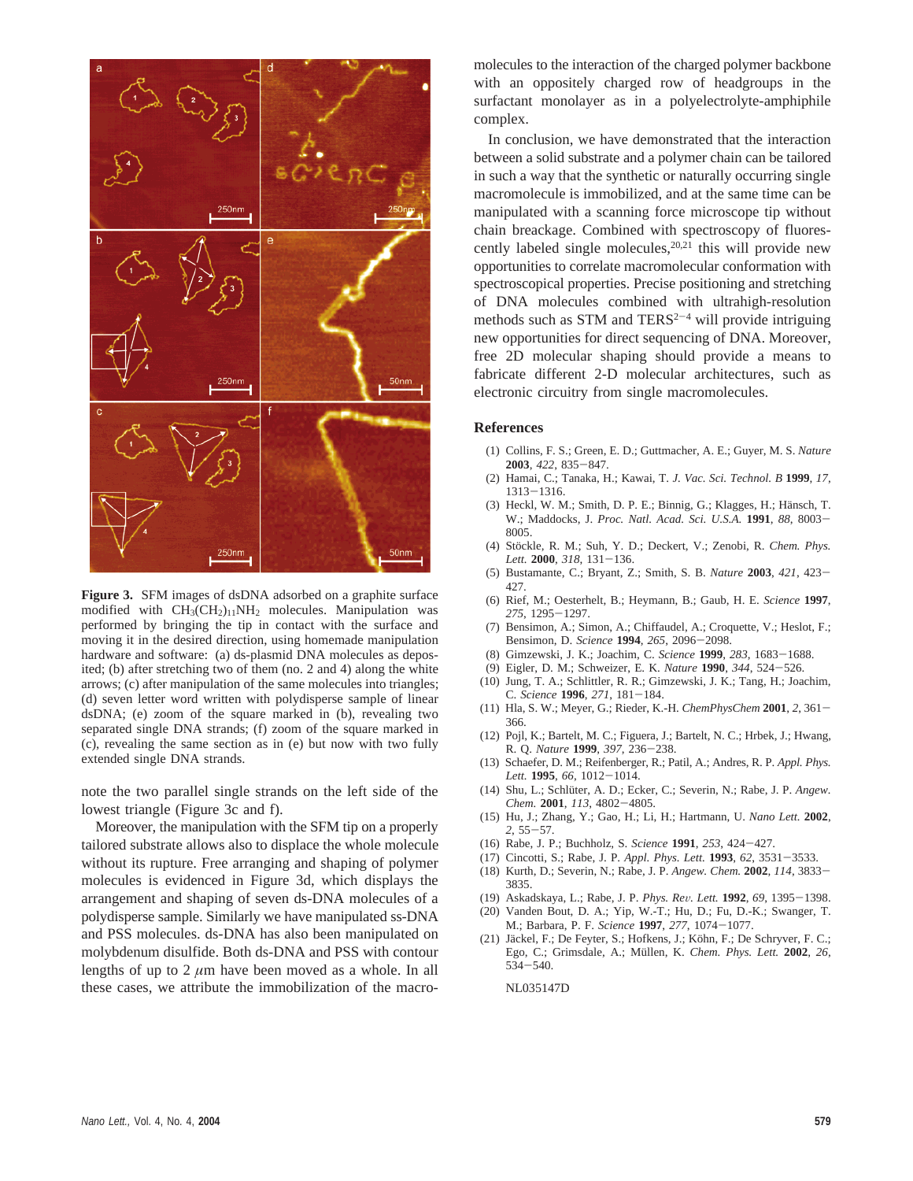Figure 3. SFM images of dsDNA adsorbed on a graphite surface modified with $CH_3(CH_2)_{11}NH_2$ molecules. Manipulation was performed by bringing the tip in contact with the surface and moving it in the desired direction, using homemade manipulation hardware and software: (a) ds-plasmid DNA molecules as deposited; (b) after stretching two of them (no. 2 and 4) along the white arrows; (c) after manipulation of the same molecules into triangles; (d) seven letter word written with polydisperse sample of linear dsDNA; (e) zoom of the square marked in (b), revealing two separated single DNA strands; (f) zoom of the square marked in (c), revealing the same section as in (e) but now with two fully extended single DNA strands.

note the two parallel single strands on the left side of the lowest triangle (Figure 3c and f).

Moreover, the manipulation with the SFM tip on a properly tailored substrate allows also to displace the whole molecule without its rupture. Free arranging and shaping of polymer molecules is evidenced in Figure 3d, which displays the arrangement and shaping of seven ds-DNA molecules of a polydisperse sample. Similarly we have manipulated ss-DNA and PSS molecules. ds-DNA has also been manipulated on molybdenum disulfide. Both ds-DNA and PSS with contour lengths of up to 2 $\mu$m have been moved as a whole. In all these cases, we attribute the immobilization of the macromolecules to the interaction of the charged polymer backbone with an oppositely charged row of headgroups in the surfactant monolayer as in a polyelectrolyte-amphiphile complex.

In conclusion, we have demonstrated that the interaction between a solid substrate and a polymer chain can be tailored in such a way that the synthetic or naturally occurring single macromolecule is immobilized, and at the same time can be manipulated with a scanning force microscope tip without chain breackage. Combined with spectroscopy of fluorescently labeled single molecules,[20,21] this will provide new opportunities to correlate macromolecular conformation with spectroscopical properties. Precise positioning and stretching of DNA molecules combined with ultrahigh-resolution methods such as STM and TERS[2-4] will provide intriguing new opportunities for direct sequencing of DNA. Moreover, free 2D molecular shaping should provide a means to fabricate different 2-D molecular architectures, such as electronic circuitry from single macromolecules.

## References

(1) Collins, F. S.; Green, E. D.; Guttmacher, A. E.; Guyer, M. S. *Nature* **2003**, *422*, 835−847.
(2) Hamai, C.; Tanaka, H.; Kawai, T. *J. Vac. Sci. Technol. B* **1999**, *17*, 1313−1316.
(3) Heckl, W. M.; Smith, D. P. E.; Binnig, G.; Klagges, H.; Hänsch, T. W.; Maddocks, J. *Proc. Natl. Acad. Sci. U.S.A.* **1991**, *88*, 8003−8005.
(4) Stöckle, R. M.; Suh, Y. D.; Deckert, V.; Zenobi, R. *Chem. Phys. Lett.* **2000**, *318*, 131−136.
(5) Bustamante, C.; Bryant, Z.; Smith, S. B. *Nature* **2003**, *421*, 423−427.
(6) Rief, M.; Oesterhelt, B.; Heymann, B.; Gaub, H. E. *Science* **1997**, *275*, 1295−1297.
(7) Bensimon, A.; Simon, A.; Chiffaudel, A.; Croquette, V.; Heslot, F.; Bensimon, D. *Science* **1994**, *265*, 2096−2098.
(8) Gimzewski, J. K.; Joachim, C. *Science* **1999**, *283*, 1683−1688.
(9) Eigler, D. M.; Schweizer, E. K. *Nature* **1990**, *344*, 524−526.
(10) Jung, T. A.; Schlittler, R. R.; Gimzewski, J. K.; Tang, H.; Joachim, C. *Science* **1996**, *271*, 181−184.
(11) Hla, S. W.; Meyer, G.; Rieder, K.-H. *ChemPhysChem* **2001**, *2*, 361−366.
(12) Pojl, K.; Bartelt, M. C.; Figuera, J.; Bartelt, N. C.; Hrbek, J.; Hwang, R. Q. *Nature* **1999**, *397*, 236−238.
(13) Schaefer, D. M.; Reifenberger, R.; Patil, A.; Andres, R. P. *Appl. Phys. Lett.* **1995**, *66*, 1012−1014.
(14) Shu, L.; Schlüter, A. D.; Ecker, C.; Severin, N.; Rabe, J. P. *Angew. Chem.* **2001**, *113*, 4802−4805.
(15) Hu, J.; Zhang, Y.; Gao, H.; Li, H.; Hartmann, U. *Nano Lett.* **2002**, *2*, 55−57.
(16) Rabe, J. P.; Buchholz, S. *Science* **1991**, *253*, 424−427.
(17) Cincotti, S.; Rabe, J. P. *Appl. Phys. Lett.* **1993**, *62*, 3531−3533.
(18) Kurth, D.; Severin, N.; Rabe, J. P. *Angew. Chem.* **2002**, *114*, 3833−3835.
(19) Askadskaya, L.; Rabe, J. P. *Phys. Rev. Lett.* **1992**, *69*, 1395−1398.
(20) Vanden Bout, D. A.; Yip, W.-T.; Hu, D.; Fu, D.-K.; Swanger, T. M.; Barbara, P. F. *Science* **1997**, *277*, 1074−1077.
(21) Jäckel, F.; De Feyter, S.; Hofkens, J.; Köhn, F.; De Schryver, F. C.; Ego, C.; Grimsdale, A.; Müllen, K. *Chem. Phys. Lett.* **2002**, *26*, 534−540.

NL035147D